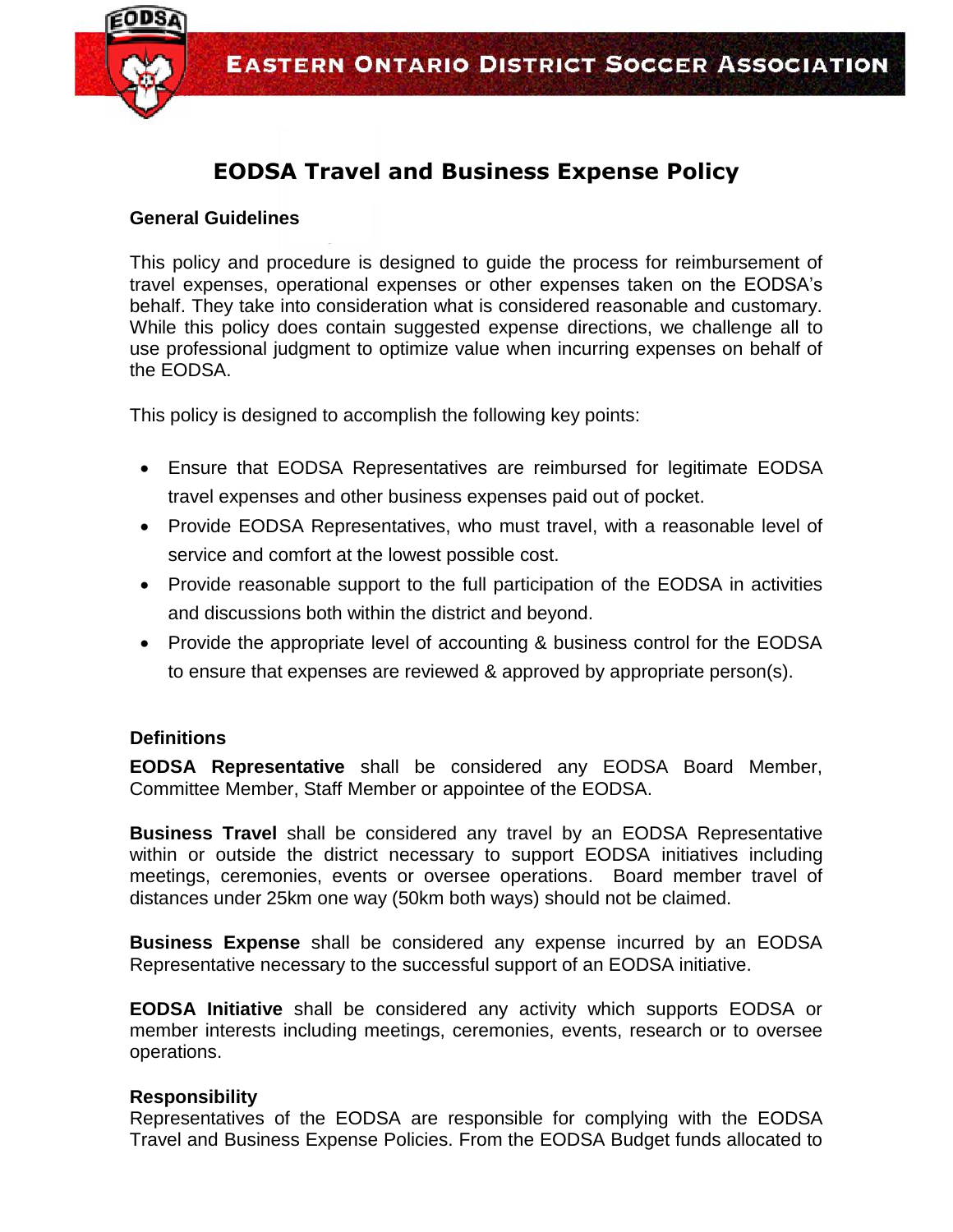# EODSA Travel and Business Expense Policy

**General Guidelines**

This policy and procedure is designed to guide the process for reimbursement of travel expenses, operational expenses or other expenses taken on the EODSA's behalf. They take into consideration what is considered reasonable and customary. While this policy does contain suggested expense directions, we challenge all to use professional judgment to optimize value when incurring expenses on behalf of the EODSA.

This policy is designed to accomplish the following key points:

- Ensure that EODSA Representatives are reimbursed for legitimate EODSA travel expenses and other business expenses paid out of pocket.
- Provide EODSA Representatives, who must travel, with a reasonable level of service and comfort at the lowest possible cost.
- Provide reasonable support to the full participation of the EODSA in activities and discussions both within the district and beyond.
- Provide the appropriate level of accounting & business control for the EODSA to ensure that expenses are reviewed & approved by appropriate person(s).

**Definitions**

**EODSA Representative** shall be considered any EODSA Board Member, Committee Member, Staff Member or appointee of the EODSA.

**Business Travel** shall be considered any travel by an EODSA Representative within or outside the district necessary to support EODSA initiatives including meetings, ceremonies, events or oversee operations. Board member travel of distances under 25km one way (50km both ways) should not be claimed.

**Business Expense** shall be considered any expense incurred by an EODSA Representative necessary to the successful support of an EODSA initiative.

**EODSA Initiative** shall be considered any activity which supports EODSA or member interests including meetings, ceremonies, events, research or to oversee operations.

**Responsibility**

Representatives of the EODSA are responsible for complying with the EODSA Travel and Business Expense Policies. From the EODSA Budget funds allocated to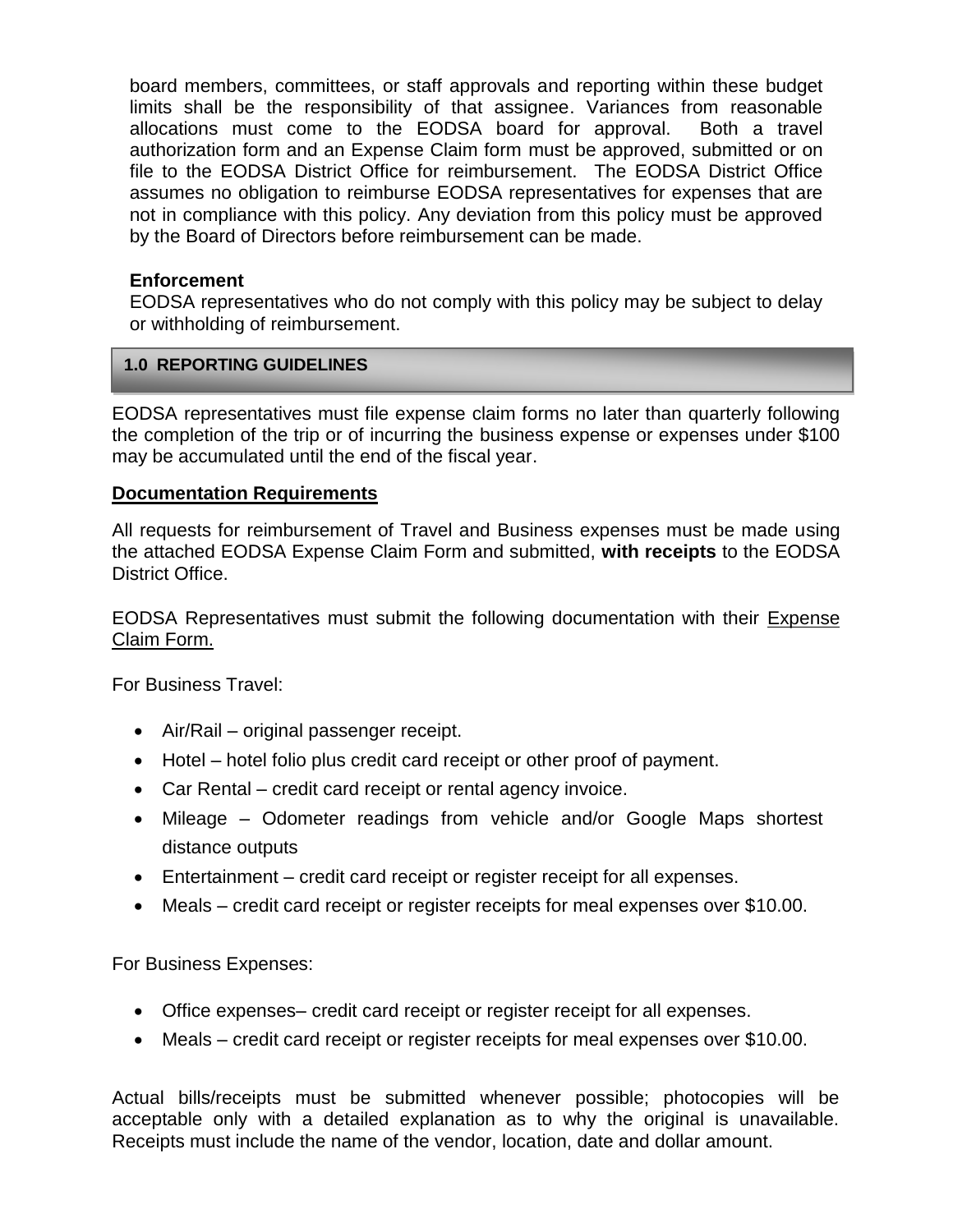board members, committees, or staff approvals and reporting within these budget limits shall be the responsibility of that assignee. Variances from reasonable allocations must come to the EODSA board for approval. Both a travel authorization form and an Expense Claim form must be approved, submitted or on file to the EODSA District Office for reimbursement. The EODSA District Office assumes no obligation to reimburse EODSA representatives for expenses that are not in compliance with this policy. Any deviation from this policy must be approved by the Board of Directors before reimbursement can be made.

**Enforcement**

EODSA representatives who do not comply with this policy may be subject to delay or withholding of reimbursement.

## 1.0 REPORTING GUIDELINES

EODSA representatives must file expense claim forms no later than quarterly following the completion of the trip or of incurring the business expense or expenses under $100 may be accumulated until the end of the fiscal year.

### Documentation Requirements

All requests for reimbursement of Travel and Business expenses must be made using the attached EODSA Expense Claim Form and submitted, **with receipts** to the EODSA District Office.

EODSA Representatives must submit the following documentation with their Expense Claim Form.

For Business Travel:

- Air/Rail – original passenger receipt.
- Hotel – hotel folio plus credit card receipt or other proof of payment.
- Car Rental – credit card receipt or rental agency invoice.
- Mileage – Odometer readings from vehicle and/or Google Maps shortest distance outputs
- Entertainment – credit card receipt or register receipt for all expenses.
- Meals – credit card receipt or register receipts for meal expenses over $10.00.

For Business Expenses:

- Office expenses– credit card receipt or register receipt for all expenses.
- Meals – credit card receipt or register receipts for meal expenses over $10.00.

Actual bills/receipts must be submitted whenever possible; photocopies will be acceptable only with a detailed explanation as to why the original is unavailable. Receipts must include the name of the vendor, location, date and dollar amount.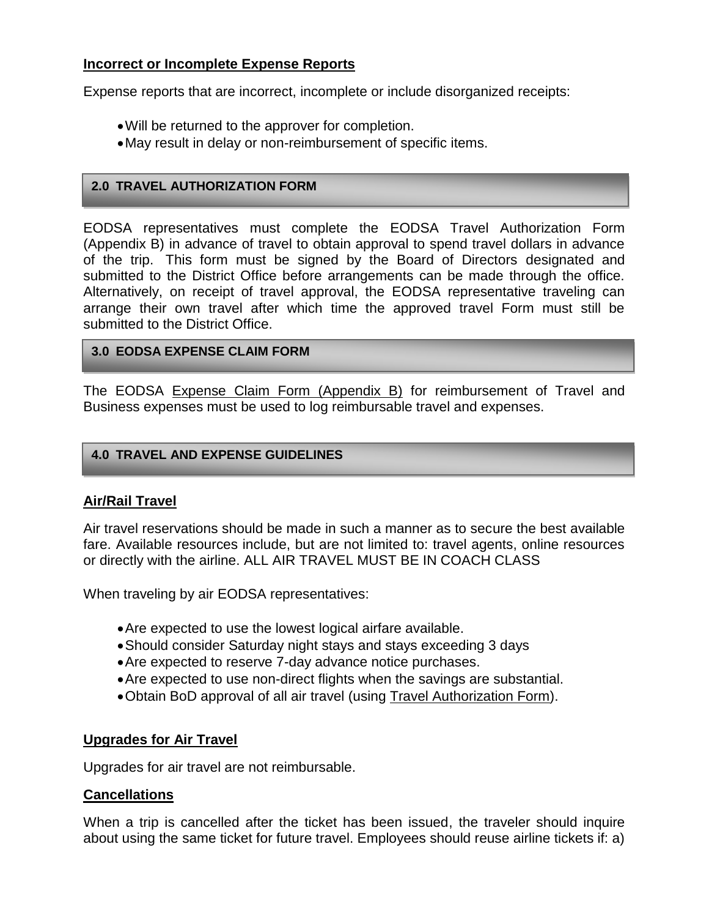**Incorrect or Incomplete Expense Reports**

Expense reports that are incorrect, incomplete or include disorganized receipts:

- Will be returned to the approver for completion.
- May result in delay or non-reimbursement of specific items.

## 2.0 TRAVEL AUTHORIZATION FORM

EODSA representatives must complete the EODSA Travel Authorization Form (Appendix B) in advance of travel to obtain approval to spend travel dollars in advance of the trip. This form must be signed by the Board of Directors designated and submitted to the District Office before arrangements can be made through the office. Alternatively, on receipt of travel approval, the EODSA representative traveling can arrange their own travel after which time the approved travel Form must still be submitted to the District Office.

## 3.0 EODSA EXPENSE CLAIM FORM

The EODSA Expense Claim Form (Appendix B) for reimbursement of Travel and Business expenses must be used to log reimbursable travel and expenses.

## 4.0 TRAVEL AND EXPENSE GUIDELINES

**Air/Rail Travel**

Air travel reservations should be made in such a manner as to secure the best available fare. Available resources include, but are not limited to: travel agents, online resources or directly with the airline. ALL AIR TRAVEL MUST BE IN COACH CLASS

When traveling by air EODSA representatives:

- Are expected to use the lowest logical airfare available.
- Should consider Saturday night stays and stays exceeding 3 days
- Are expected to reserve 7-day advance notice purchases.
- Are expected to use non-direct flights when the savings are substantial.
- Obtain BoD approval of all air travel (using Travel Authorization Form).

**Upgrades for Air Travel**

Upgrades for air travel are not reimbursable.

**Cancellations**

When a trip is cancelled after the ticket has been issued, the traveler should inquire about using the same ticket for future travel. Employees should reuse airline tickets if: a)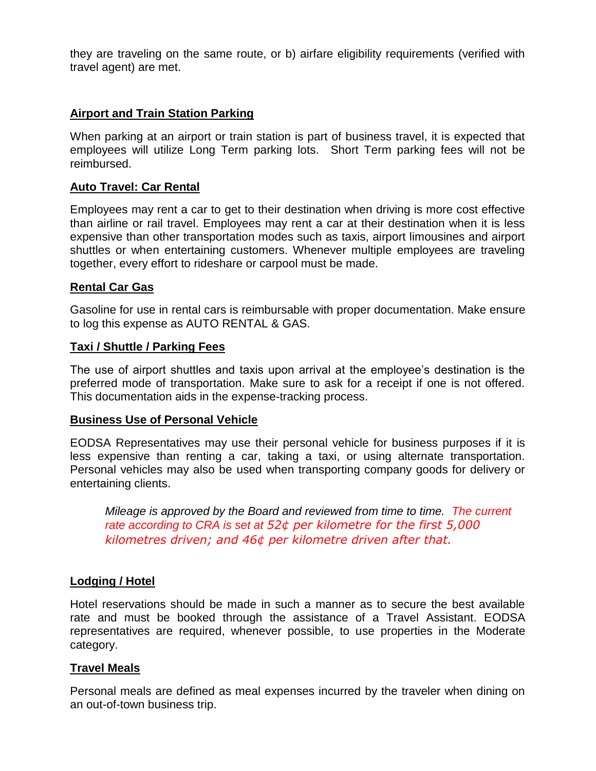they are traveling on the same route, or b) airfare eligibility requirements (verified with travel agent) are met.

## Airport and Train Station Parking

When parking at an airport or train station is part of business travel, it is expected that employees will utilize Long Term parking lots. Short Term parking fees will not be reimbursed.

## Auto Travel: Car Rental

Employees may rent a car to get to their destination when driving is more cost effective than airline or rail travel. Employees may rent a car at their destination when it is less expensive than other transportation modes such as taxis, airport limousines and airport shuttles or when entertaining customers. Whenever multiple employees are traveling together, every effort to rideshare or carpool must be made.

## Rental Car Gas

Gasoline for use in rental cars is reimbursable with proper documentation. Make ensure to log this expense as AUTO RENTAL & GAS.

## Taxi / Shuttle / Parking Fees

The use of airport shuttles and taxis upon arrival at the employee's destination is the preferred mode of transportation. Make sure to ask for a receipt if one is not offered. This documentation aids in the expense-tracking process.

## Business Use of Personal Vehicle

EODSA Representatives may use their personal vehicle for business purposes if it is less expensive than renting a car, taking a taxi, or using alternate transportation. Personal vehicles may also be used when transporting company goods for delivery or entertaining clients.

> *Mileage is approved by the Board and reviewed from time to time. The current rate according to CRA is set at 52¢ per kilometre for the first 5,000 kilometres driven; and 46¢ per kilometre driven after that.*

## Lodging / Hotel

Hotel reservations should be made in such a manner as to secure the best available rate and must be booked through the assistance of a Travel Assistant. EODSA representatives are required, whenever possible, to use properties in the Moderate category.

## Travel Meals

Personal meals are defined as meal expenses incurred by the traveler when dining on an out-of-town business trip.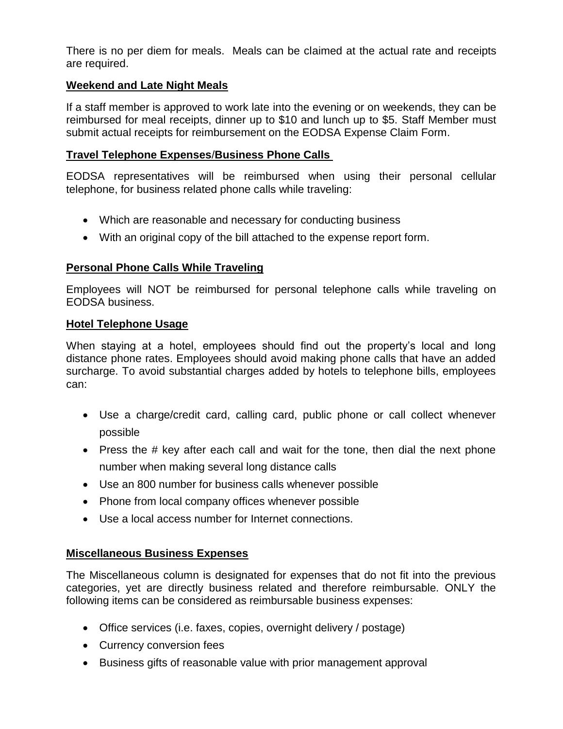There is no per diem for meals. Meals can be claimed at the actual rate and receipts are required.

### Weekend and Late Night Meals

If a staff member is approved to work late into the evening or on weekends, they can be reimbursed for meal receipts, dinner up to $10 and lunch up to $5. Staff Member must submit actual receipts for reimbursement on the EODSA Expense Claim Form.

### Travel Telephone Expenses/Business Phone Calls

EODSA representatives will be reimbursed when using their personal cellular telephone, for business related phone calls while traveling:

- Which are reasonable and necessary for conducting business
- With an original copy of the bill attached to the expense report form.

### Personal Phone Calls While Traveling

Employees will NOT be reimbursed for personal telephone calls while traveling on EODSA business.

### Hotel Telephone Usage

When staying at a hotel, employees should find out the property's local and long distance phone rates. Employees should avoid making phone calls that have an added surcharge. To avoid substantial charges added by hotels to telephone bills, employees can:

- Use a charge/credit card, calling card, public phone or call collect whenever possible
- Press the # key after each call and wait for the tone, then dial the next phone number when making several long distance calls
- Use an 800 number for business calls whenever possible
- Phone from local company offices whenever possible
- Use a local access number for Internet connections.

### Miscellaneous Business Expenses

The Miscellaneous column is designated for expenses that do not fit into the previous categories, yet are directly business related and therefore reimbursable. ONLY the following items can be considered as reimbursable business expenses:

- Office services (i.e. faxes, copies, overnight delivery / postage)
- Currency conversion fees
- Business gifts of reasonable value with prior management approval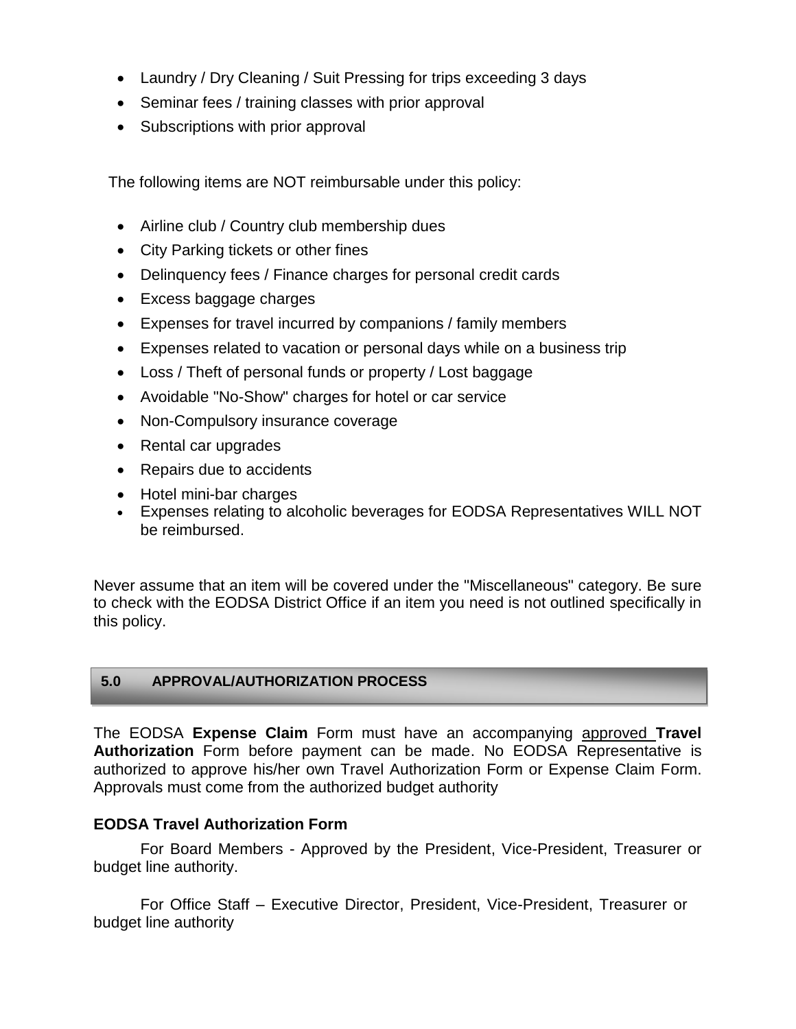- Laundry / Dry Cleaning / Suit Pressing for trips exceeding 3 days
- Seminar fees / training classes with prior approval
- Subscriptions with prior approval

The following items are NOT reimbursable under this policy:

- Airline club / Country club membership dues
- City Parking tickets or other fines
- Delinquency fees / Finance charges for personal credit cards
- Excess baggage charges
- Expenses for travel incurred by companions / family members
- Expenses related to vacation or personal days while on a business trip
- Loss / Theft of personal funds or property / Lost baggage
- Avoidable "No-Show" charges for hotel or car service
- Non-Compulsory insurance coverage
- Rental car upgrades
- Repairs due to accidents
- Hotel mini-bar charges
- Expenses relating to alcoholic beverages for EODSA Representatives WILL NOT be reimbursed.

Never assume that an item will be covered under the "Miscellaneous" category. Be sure to check with the EODSA District Office if an item you need is not outlined specifically in this policy.

## 5.0 APPROVAL/AUTHORIZATION PROCESS

The EODSA **Expense Claim** Form must have an accompanying approved **Travel Authorization** Form before payment can be made. No EODSA Representative is authorized to approve his/her own Travel Authorization Form or Expense Claim Form. Approvals must come from the authorized budget authority

**EODSA Travel Authorization Form**

For Board Members - Approved by the President, Vice-President, Treasurer or budget line authority.

For Office Staff – Executive Director, President, Vice-President, Treasurer or budget line authority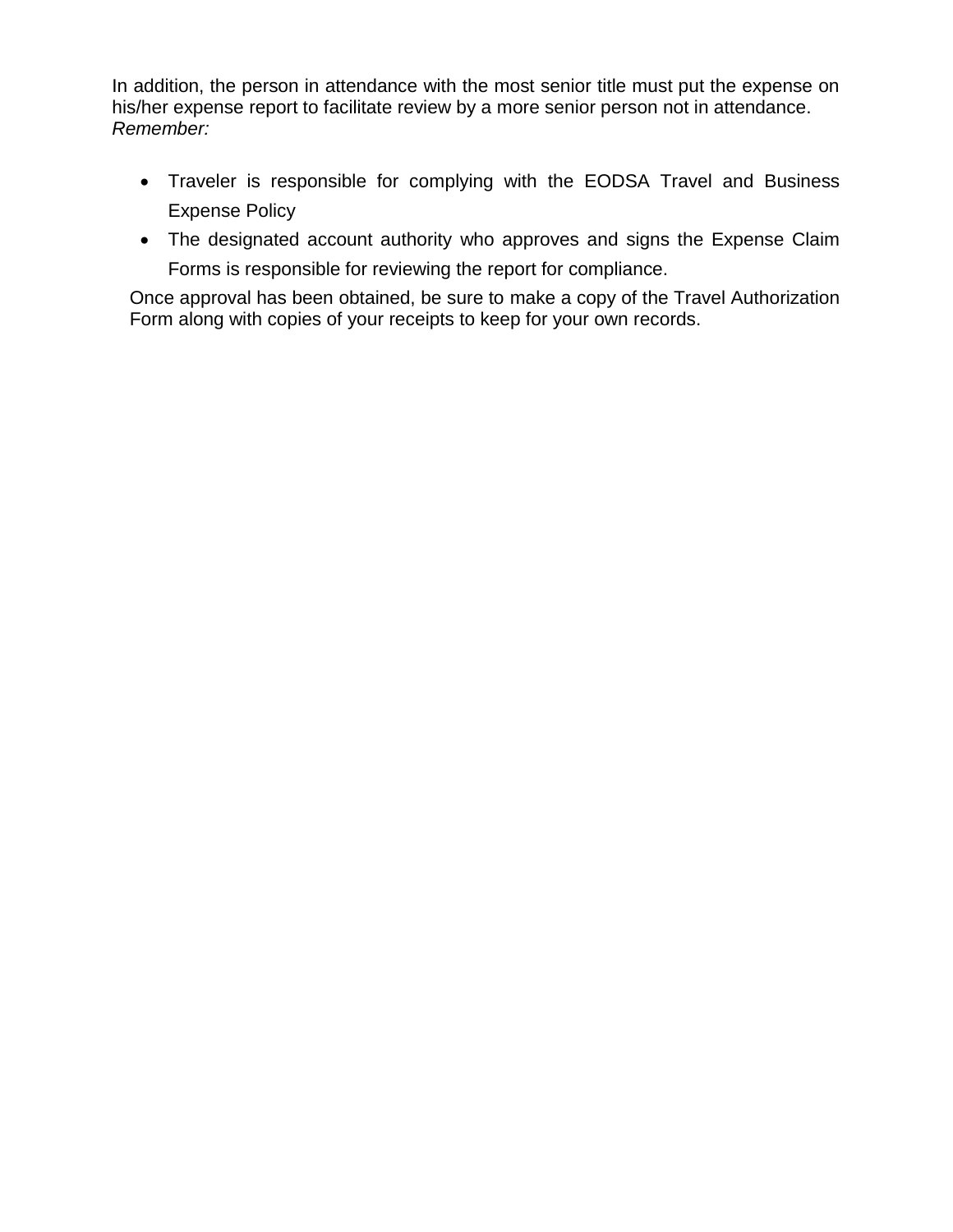In addition, the person in attendance with the most senior title must put the expense on his/her expense report to facilitate review by a more senior person not in attendance.
*Remember:*

- Traveler is responsible for complying with the EODSA Travel and Business Expense Policy
- The designated account authority who approves and signs the Expense Claim Forms is responsible for reviewing the report for compliance.

Once approval has been obtained, be sure to make a copy of the Travel Authorization Form along with copies of your receipts to keep for your own records.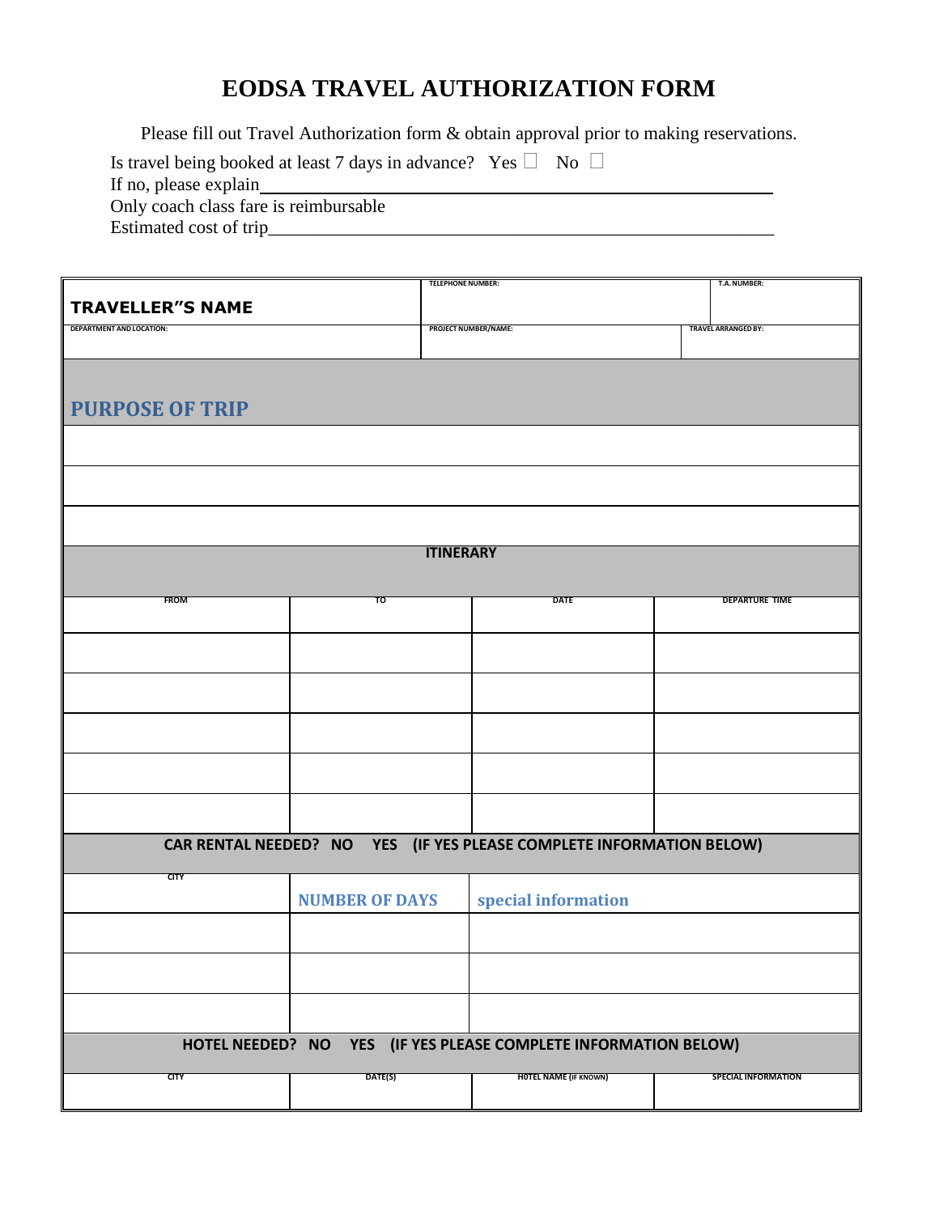# EODSA TRAVEL AUTHORIZATION FORM

Please fill out Travel Authorization form & obtain approval prior to making reservations.

Is travel being booked at least 7 days in advance? Yes ☐ No ☐

If no, please explain\_\_\_\_\_\_\_\_\_\_\_\_\_\_\_\_\_\_\_\_\_\_\_\_\_\_\_\_\_\_\_\_\_\_\_\_\_\_\_\_\_\_\_\_\_\_\_\_\_\_

Only coach class fare is reimbursable

Estimated cost of trip\_\_\_\_\_\_\_\_\_\_\_\_\_\_\_\_\_\_\_\_\_\_\_\_\_\_\_\_\_\_\_\_\_\_\_\_\_\_\_\_\_\_\_\_\_\_\_\_\_\_

| TRAVELLER"S NAME | TELEPHONE NUMBER: | T.A. NUMBER: |
|---|---|---|
| DEPARTMENT AND LOCATION: | PROJECT NUMBER/NAME: | TRAVEL ARRANGED BY: |

## PURPOSE OF TRIP

| |
|---|
| |
| |
| |

**ITINERARY**

| FROM | TO | DATE | DEPARTURE TIME |
|---|---|---|---|
| | | | |
| | | | |
| | | | |
| | | | |
| | | | |

**CAR RENTAL NEEDED? NO YES (IF YES PLEASE COMPLETE INFORMATION BELOW)**

| CITY | NUMBER OF DAYS | special information |
|---|---|---|
| | | |
| | | |
| | | |

**HOTEL NEEDED? NO YES (IF YES PLEASE COMPLETE INFORMATION BELOW)**

| CITY | DATE(S) | HOTEL NAME (IF KNOWN) | SPECIAL INFORMATION |
|---|---|---|---|
| | | | |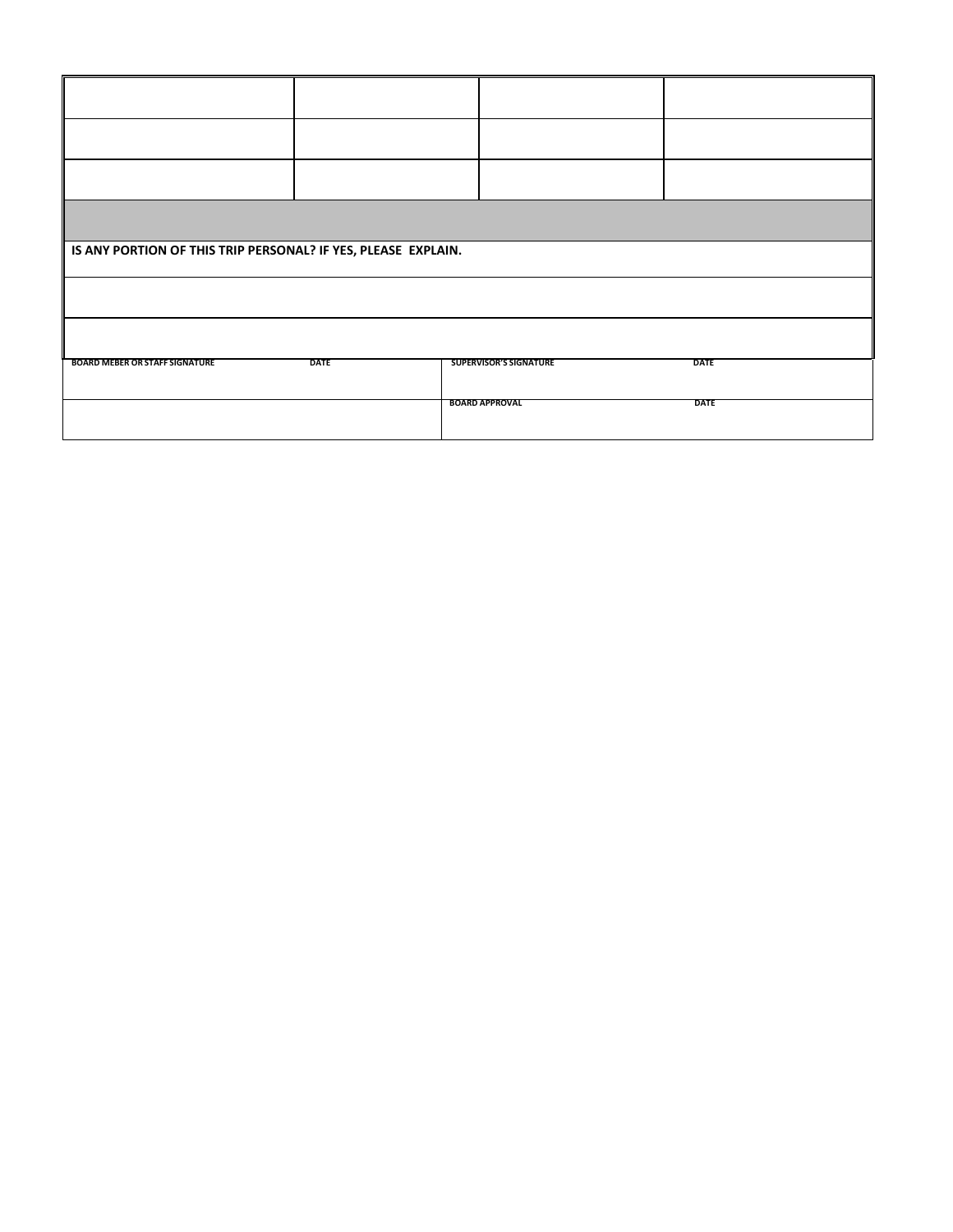| | | | |
|---|---|---|---|
| | | | |
| | | | |
| | | | |

**IS ANY PORTION OF THIS TRIP PERSONAL? IF YES, PLEASE EXPLAIN.**

| | | | |
|---|---|---|---|
| BOARD MEBER OR STAFF SIGNATURE | DATE | SUPERVISOR'S SIGNATURE | DATE |
| | | BOARD APPROVAL | DATE |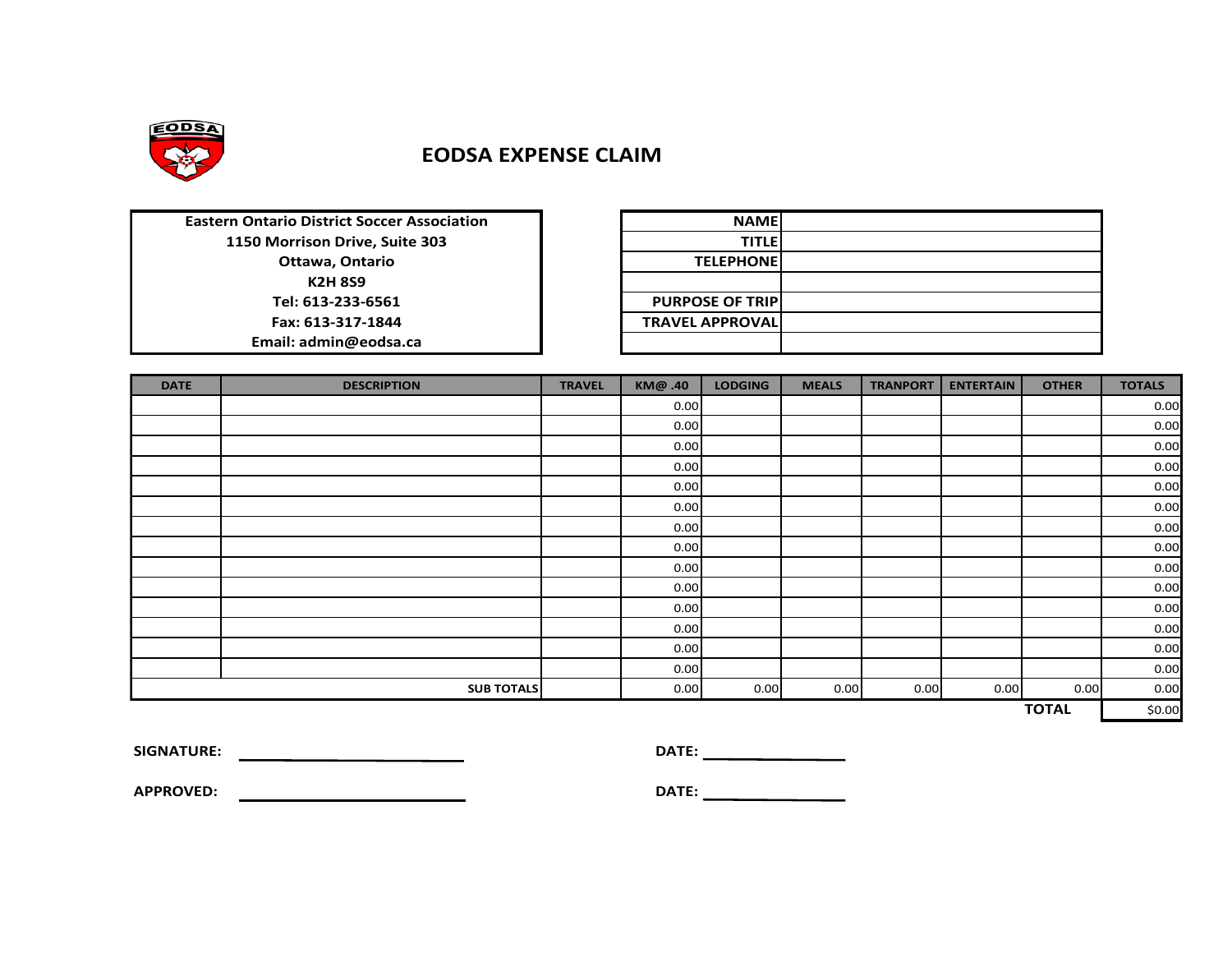# EODSA EXPENSE CLAIM

| | |
|---|---|
| **Eastern Ontario District Soccer Association** | |
| **1150 Morrison Drive, Suite 303** | |
| **Ottawa, Ontario** | |
| **K2H 8S9** | |
| **Tel: 613-233-6561** | |
| **Fax: 613-317-1844** | |
| **Email: admin@eodsa.ca** | |

| | |
|---|---|
| **NAME** | |
| **TITLE** | |
| **TELEPHONE** | |
| | |
| **PURPOSE OF TRIP** | |
| **TRAVEL APPROVAL** | |
| | |

| DATE | DESCRIPTION | TRAVEL | KM@ .40 | LODGING | MEALS | TRANPORT | ENTERTAIN | OTHER | TOTALS |
|---|---|---|---|---|---|---|---|---|---|
| | | | 0.00 | | | | | | 0.00 |
| | | | 0.00 | | | | | | 0.00 |
| | | | 0.00 | | | | | | 0.00 |
| | | | 0.00 | | | | | | 0.00 |
| | | | 0.00 | | | | | | 0.00 |
| | | | 0.00 | | | | | | 0.00 |
| | | | 0.00 | | | | | | 0.00 |
| | | | 0.00 | | | | | | 0.00 |
| | | | 0.00 | | | | | | 0.00 |
| | | | 0.00 | | | | | | 0.00 |
| | | | 0.00 | | | | | | 0.00 |
| | | | 0.00 | | | | | | 0.00 |
| | | | 0.00 | | | | | | 0.00 |
| | | | 0.00 | | | | | | 0.00 |
| | **SUB TOTALS** | | 0.00 | 0.00 | 0.00 | 0.00 | 0.00 | 0.00 | 0.00 |
| | | | | | | | | **TOTAL** | $0.00 |

**SIGNATURE:** ____________________ **DATE:** ____________________

**APPROVED:** ____________________ **DATE:** ____________________